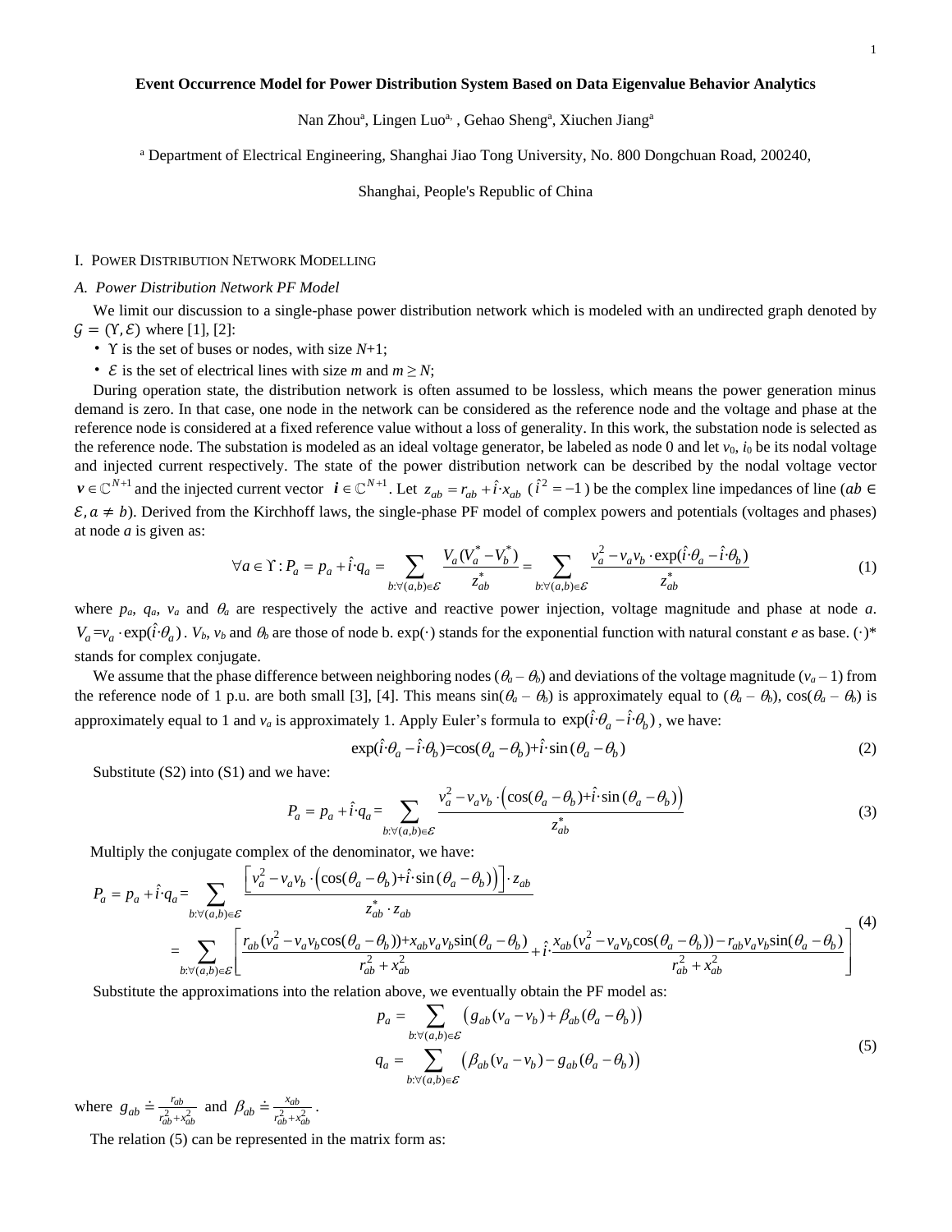# Event Occurrence Model for Power Distribution System Based on Data Eigenvalue Behavior Analytics

Nan Zhou[a], Lingen Luo[a,], Gehao Sheng[a], Xiuchen Jiang[a]

[a] Department of Electrical Engineering, Shanghai Jiao Tong University, No. 800 Dongchuan Road, 200240, Shanghai, People's Republic of China

## I. Power Distribution Network Modelling

### A. Power Distribution Network PF Model

We limit our discussion to a single-phase power distribution network which is modeled with an undirected graph denoted by $\mathcal{G} = (\Upsilon, \mathcal{E})$ where [1], [2]:

- $\Upsilon$ is the set of buses or nodes, with size $N$+1;
- $\mathcal{E}$ is the set of electrical lines with size $m$ and $m \geq N$;

During operation state, the distribution network is often assumed to be lossless, which means the power generation minus demand is zero. In that case, one node in the network can be considered as the reference node and the voltage and phase at the reference node is considered at a fixed reference value without a loss of generality. In this work, the substation node is selected as the reference node. The substation is modeled as an ideal voltage generator, be labeled as node 0 and let $v_0$, $i_0$ be its nodal voltage and injected current respectively. The state of the power distribution network can be described by the nodal voltage vector $\boldsymbol{v} \in \mathbb{C}^{N+1}$ and the injected current vector $\boldsymbol{i} \in \mathbb{C}^{N+1}$. Let $z_{ab} = r_{ab} + \hat{i} \cdot x_{ab}$ ($\hat{i}^2 = -1$) be the complex line impedances of line ($ab \in \mathcal{E}, a \neq b$). Derived from the Kirchhoff laws, the single-phase PF model of complex powers and potentials (voltages and phases) at node $a$ is given as:

$$\forall a \in \Upsilon : P_a = p_a + \hat{i} \cdot q_a = \sum_{b:\forall (a,b) \in \mathcal{E}} \frac{V_a (V_a^* - V_b^*)}{z_{ab}^*} = \sum_{b:\forall (a,b) \in \mathcal{E}} \frac{v_a^2 - v_a v_b \cdot \exp(\hat{i} \cdot \theta_a - \hat{i} \cdot \theta_b)}{z_{ab}^*} \tag{1}$$

where $p_a$, $q_a$, $v_a$ and $\theta_a$ are respectively the active and reactive power injection, voltage magnitude and phase at node $a$. $V_a = v_a \cdot \exp(\hat{i} \cdot \theta_a)$. $V_b$, $v_b$ and $\theta_b$ are those of node b. exp(·) stands for the exponential function with natural constant $e$ as base. $(\cdot)^*$ stands for complex conjugate.

We assume that the phase difference between neighboring nodes ($\theta_a - \theta_b$) and deviations of the voltage magnitude ($v_a - 1$) from the reference node of 1 p.u. are both small [3], [4]. This means $\sin(\theta_a - \theta_b)$ is approximately equal to ($\theta_a - \theta_b$), $\cos(\theta_a - \theta_b)$ is approximately equal to 1 and $v_a$ is approximately 1. Apply Euler's formula to $\exp(\hat{i} \cdot \theta_a - \hat{i} \cdot \theta_b)$, we have:

$$\exp(\hat{i} \cdot \theta_a - \hat{i} \cdot \theta_b) = \cos(\theta_a - \theta_b) + \hat{i} \cdot \sin(\theta_a - \theta_b) \tag{2}$$

Substitute (S2) into (S1) and we have:

$$P_a = p_a + \hat{i} \cdot q_a = \sum_{b:\forall (a,b) \in \mathcal{E}} \frac{v_a^2 - v_a v_b \cdot \left(\cos(\theta_a - \theta_b) + \hat{i} \cdot \sin(\theta_a - \theta_b)\right)}{z_{ab}^*} \tag{3}$$

Multiply the conjugate complex of the denominator, we have:

$$\begin{aligned} P_a = p_a + \hat{i} \cdot q_a &= \sum_{b:\forall (a,b) \in \mathcal{E}} \frac{\left[v_a^2 - v_a v_b \cdot \left(\cos(\theta_a - \theta_b) + \hat{i} \cdot \sin(\theta_a - \theta_b)\right)\right] \cdot z_{ab}}{z_{ab}^* \cdot z_{ab}} \\ &= \sum_{b:\forall (a,b) \in \mathcal{E}} \left[ \frac{r_{ab}(v_a^2 - v_a v_b \cos(\theta_a - \theta_b)) + x_{ab} v_a v_b \sin(\theta_a - \theta_b)}{r_{ab}^2 + x_{ab}^2} + \hat{i} \cdot \frac{x_{ab}(v_a^2 - v_a v_b \cos(\theta_a - \theta_b)) - r_{ab} v_a v_b \sin(\theta_a - \theta_b)}{r_{ab}^2 + x_{ab}^2} \right] \end{aligned} \tag{4}$$

Substitute the approximations into the relation above, we eventually obtain the PF model as:

$$\begin{aligned} p_a &= \sum_{b:\forall (a,b) \in \mathcal{E}} \left( g_{ab}(v_a - v_b) + \beta_{ab}(\theta_a - \theta_b) \right) \\ q_a &= \sum_{b:\forall (a,b) \in \mathcal{E}} \left( \beta_{ab}(v_a - v_b) - g_{ab}(\theta_a - \theta_b) \right) \end{aligned} \tag{5}$$

where $g_{ab} \doteq \frac{r_{ab}}{r_{ab}^2 + x_{ab}^2}$ and $\beta_{ab} \doteq \frac{x_{ab}}{r_{ab}^2 + x_{ab}^2}$.

The relation (5) can be represented in the matrix form as: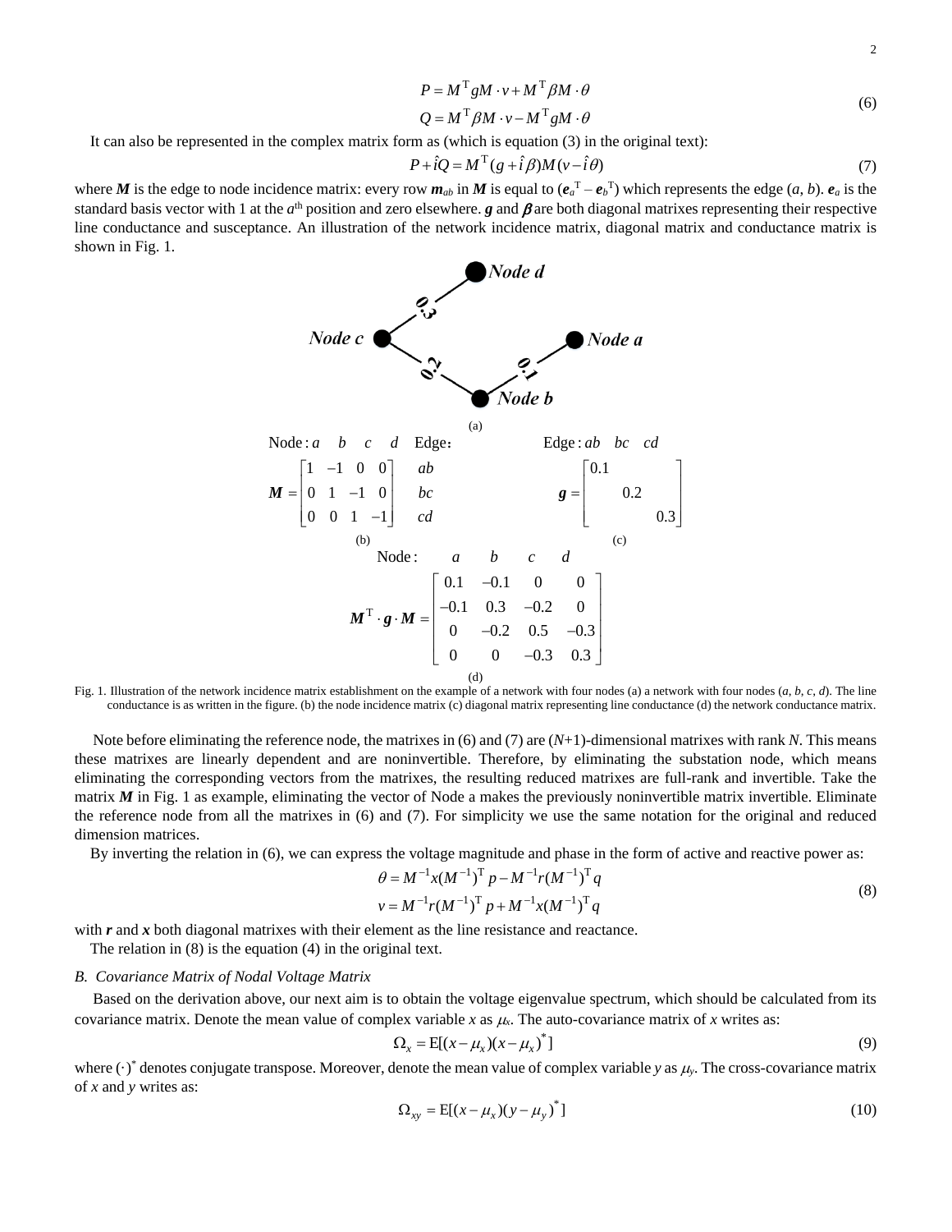$$P = M^{\mathrm{T}} g M \cdot v + M^{\mathrm{T}} \beta M \cdot \theta$$
$$Q = M^{\mathrm{T}} \beta M \cdot v - M^{\mathrm{T}} g M \cdot \theta \tag{6}$$

It can also be represented in the complex matrix form as (which is equation (3) in the original text):

$$P + \hat{i} Q = M^{\mathrm{T}} (g + \hat{i} \beta) M (v - \hat{i} \theta) \tag{7}$$

where $\boldsymbol{M}$ is the edge to node incidence matrix: every row $\boldsymbol{m}_{ab}$ in $\boldsymbol{M}$ is equal to ($\boldsymbol{e}_a^{\mathrm{T}} - \boldsymbol{e}_b^{\mathrm{T}}$) which represents the edge ($a$, $b$). $\boldsymbol{e}_a$ is the standard basis vector with 1 at the $a^{\text{th}}$ position and zero elsewhere. $\boldsymbol{g}$ and $\boldsymbol{\beta}$ are both diagonal matrixes representing their respective line conductance and susceptance. An illustration of the network incidence matrix, diagonal matrix and conductance matrix is shown in Fig. 1.

(a)

Node : $a$ $b$ $c$ $d$ Edge：

$$\boldsymbol{M} = \begin{bmatrix} 1 & -1 & 0 & 0 \\ 0 & 1 & -1 & 0 \\ 0 & 0 & 1 & -1 \end{bmatrix} \begin{matrix} ab \\ bc \\ cd \end{matrix}$$

(b)

Edge : $ab$ $bc$ $cd$

$$\boldsymbol{g} = \begin{bmatrix} 0.1 & & \\ & 0.2 & \\ & & 0.3 \end{bmatrix}$$

(c)

Node : $a$ $b$ $c$ $d$

$$\boldsymbol{M}^{\mathrm{T}} \cdot \boldsymbol{g} \cdot \boldsymbol{M} = \begin{bmatrix} 0.1 & -0.1 & 0 & 0 \\ -0.1 & 0.3 & -0.2 & 0 \\ 0 & -0.2 & 0.5 & -0.3 \\ 0 & 0 & -0.3 & 0.3 \end{bmatrix}$$

(d)

Fig. 1. Illustration of the network incidence matrix establishment on the example of a network with four nodes (a) a network with four nodes ($a$, $b$, $c$, $d$). The line conductance is as written in the figure. (b) the node incidence matrix (c) diagonal matrix representing line conductance (d) the network conductance matrix.

Note before eliminating the reference node, the matrixes in (6) and (7) are ($N$+1)-dimensional matrixes with rank $N$. This means these matrixes are linearly dependent and are noninvertible. Therefore, by eliminating the substation node, which means eliminating the corresponding vectors from the matrixes, the resulting reduced matrixes are full-rank and invertible. Take the matrix $\boldsymbol{M}$ in Fig. 1 as example, eliminating the vector of Node a makes the previously noninvertible matrix invertible. Eliminate the reference node from all the matrixes in (6) and (7). For simplicity we use the same notation for the original and reduced dimension matrices.

By inverting the relation in (6), we can express the voltage magnitude and phase in the form of active and reactive power as:

$$\theta = M^{-1} x (M^{-1})^{\mathrm{T}} p - M^{-1} r (M^{-1})^{\mathrm{T}} q$$
$$v = M^{-1} r (M^{-1})^{\mathrm{T}} p + M^{-1} x (M^{-1})^{\mathrm{T}} q \tag{8}$$

with $\boldsymbol{r}$ and $\boldsymbol{x}$ both diagonal matrixes with their element as the line resistance and reactance.

The relation in (8) is the equation (4) in the original text.

### *B. Covariance Matrix of Nodal Voltage Matrix*

Based on the derivation above, our next aim is to obtain the voltage eigenvalue spectrum, which should be calculated from its covariance matrix. Denote the mean value of complex variable $x$ as $\mu_x$. The auto-covariance matrix of $x$ writes as:

$$\Omega_x = \mathrm{E}[(x - \mu_x)(x - \mu_x)^*] \tag{9}$$

where $(\cdot)^*$ denotes conjugate transpose. Moreover, denote the mean value of complex variable $y$ as $\mu_y$. The cross-covariance matrix of $x$ and $y$ writes as:

$$\Omega_{xy} = \mathrm{E}[(x - \mu_x)(y - \mu_y)^*] \tag{10}$$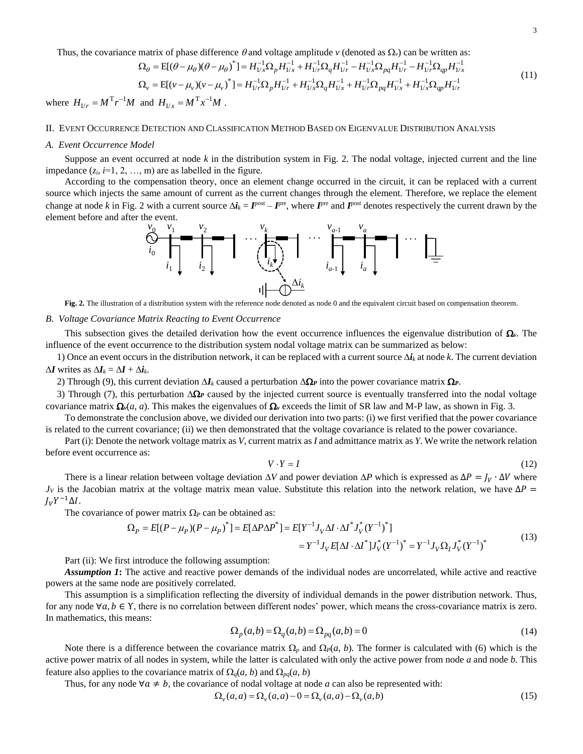Thus, the covariance matrix of phase difference $\theta$ and voltage amplitude $v$ (denoted as $\Omega_v$) can be written as:

$$
\begin{aligned}
\Omega_\theta &= \mathrm{E}[(\theta-\mu_\theta)(\theta-\mu_\theta)^*] = H_{1/x}^{-1}\Omega_p H_{1/x}^{-1} + H_{1/r}^{-1}\Omega_q H_{1/r}^{-1} - H_{1/x}^{-1}\Omega_{pq} H_{1/r}^{-1} - H_{1/r}^{-1}\Omega_{qp} H_{1/x}^{-1} \\
\Omega_v &= \mathrm{E}[(v-\mu_v)(v-\mu_v)^*] = H_{1/r}^{-1}\Omega_p H_{1/r}^{-1} + H_{1/x}^{-1}\Omega_q H_{1/x}^{-1} + H_{1/r}^{-1}\Omega_{pq} H_{1/x}^{-1} + H_{1/x}^{-1}\Omega_{qp} H_{1/r}^{-1}
\end{aligned}
\tag{11}
$$

where $H_{1/r} = M^{\mathrm{T}} r^{-1} M$ and $H_{1/x} = M^{\mathrm{T}} x^{-1} M$ .

## II. Event Occurrence Detection and Classification Method Based on Eigenvalue Distribution Analysis

### A. Event Occurrence Model

Suppose an event occurred at node $k$ in the distribution system in Fig. 2. The nodal voltage, injected current and the line impedance ($z_i$, $i$=1, 2, …, m) are as labelled in the figure.

According to the compensation theory, once an element change occurred in the circuit, it can be replaced with a current source which injects the same amount of current as the current changes through the element. Therefore, we replace the element change at node $k$ in Fig. 2 with a current source $\Delta \boldsymbol{i}_k = \boldsymbol{I}^{\text{post}} - \boldsymbol{I}^{\text{pre}}$, where $\boldsymbol{I}^{\text{pre}}$ and $\boldsymbol{I}^{\text{post}}$ denotes respectively the current drawn by the element before and after the event.

**Fig. 2.** The illustration of a distribution system with the reference node denoted as node 0 and the equivalent circuit based on compensation theorem.

### B. Voltage Covariance Matrix Reacting to Event Occurrence

This subsection gives the detailed derivation how the event occurrence influences the eigenvalue distribution of $\boldsymbol{\Omega_v}$. The influence of the event occurrence to the distribution system nodal voltage matrix can be summarized as below:

1) Once an event occurs in the distribution network, it can be replaced with a current source $\Delta \boldsymbol{i}_k$ at node $k$. The current deviation $\Delta \boldsymbol{I}$ writes as $\Delta \boldsymbol{I}_k = \Delta \boldsymbol{I} + \Delta \boldsymbol{i}_k$.

2) Through (9), this current deviation $\Delta \boldsymbol{I}_k$ caused a perturbation $\Delta \boldsymbol{\Omega_P}$ into the power covariance matrix $\boldsymbol{\Omega_P}$.

3) Through (7), this perturbation $\Delta \boldsymbol{\Omega_P}$ caused by the injected current source is eventually transferred into the nodal voltage covariance matrix $\boldsymbol{\Omega_v}(a, a)$. This makes the eigenvalues of $\boldsymbol{\Omega_v}$ exceeds the limit of SR law and M-P law, as shown in Fig. 3.

To demonstrate the conclusion above, we divided our derivation into two parts: (i) we first verified that the power covariance is related to the current covariance; (ii) we then demonstrated that the voltage covariance is related to the power covariance.

Part (i): Denote the network voltage matrix as $V$, current matrix as $I$ and admittance matrix as $Y$. We write the network relation before event occurrence as:

$$
V \cdot Y = I \tag{12}
$$

There is a linear relation between voltage deviation $\Delta V$ and power deviation $\Delta P$ which is expressed as $\Delta P = J_V \cdot \Delta V$ where $J_V$ is the Jacobian matrix at the voltage matrix mean value. Substitute this relation into the network relation, we have $\Delta P = J_V Y^{-1} \Delta I$.

The covariance of power matrix $\Omega_P$ can be obtained as:

$$
\begin{aligned}
\Omega_P = E[(P-\mu_P)(P-\mu_P)^*] &= E[\Delta P \Delta P^*] = E[Y^{-1} J_V \Delta I \cdot \Delta I^* J_V^* (Y^{-1})^*] \\
&= Y^{-1} J_V E[\Delta I \cdot \Delta I^*] J_V^* (Y^{-1})^* = Y^{-1} J_V \Omega_I J_V^* (Y^{-1})^*
\end{aligned}
\tag{13}
$$

Part (ii): We first introduce the following assumption:

***Assumption 1*:** The active and reactive power demands of the individual nodes are uncorrelated, while active and reactive powers at the same node are positively correlated.

This assumption is a simplification reflecting the diversity of individual demands in the power distribution network. Thus, for any node $\forall a, b \in \Upsilon$, there is no correlation between different nodes' power, which means the cross-covariance matrix is zero. In mathematics, this means:

$$
\Omega_p(a,b) = \Omega_q(a,b) = \Omega_{pq}(a,b) = 0 \tag{14}
$$

Note there is a difference between the covariance matrix $\Omega_p$ and $\Omega_P(a, b)$. The former is calculated with (6) which is the active power matrix of all nodes in system, while the latter is calculated with only the active power from node $a$ and node $b$. This feature also applies to the covariance matrix of $\Omega_q(a, b)$ and $\Omega_{pq}(a, b)$

Thus, for any node $\forall a \neq b$, the covariance of nodal voltage at node $a$ can also be represented with:

$$
\Omega_v(a,a) = \Omega_v(a,a) - 0 = \Omega_v(a,a) - \Omega_v(a,b) \tag{15}
$$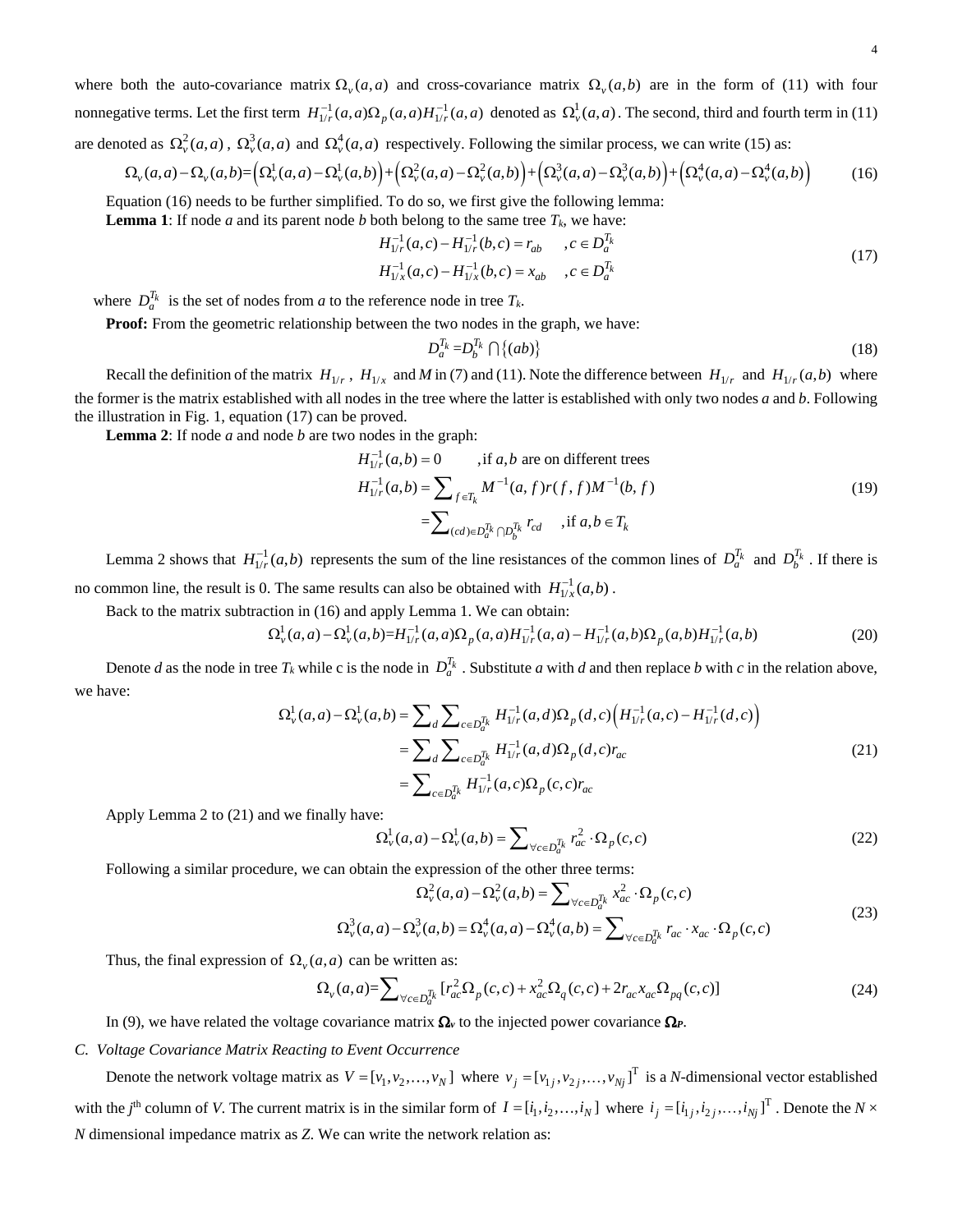where both the auto-covariance matrix $\Omega_v(a,a)$ and cross-covariance matrix $\Omega_v(a,b)$ are in the form of (11) with four nonnegative terms. Let the first term $H_{1/r}^{-1}(a,a)\Omega_p(a,a)H_{1/r}^{-1}(a,a)$ denoted as $\Omega_v^1(a,a)$. The second, third and fourth term in (11) are denoted as $\Omega_v^2(a,a)$, $\Omega_v^3(a,a)$ and $\Omega_v^4(a,a)$ respectively. Following the similar process, we can write (15) as:

$$\Omega_v(a,a)-\Omega_v(a,b)=\left(\Omega_v^1(a,a)-\Omega_v^1(a,b)\right)+\left(\Omega_v^2(a,a)-\Omega_v^2(a,b)\right)+\left(\Omega_v^3(a,a)-\Omega_v^3(a,b)\right)+\left(\Omega_v^4(a,a)-\Omega_v^4(a,b)\right) \tag{16}$$

Equation (16) needs to be further simplified. To do so, we first give the following lemma:

**Lemma 1**: If node *a* and its parent node *b* both belong to the same tree $T_k$, we have:

$$\begin{aligned} H_{1/r}^{-1}(a,c)-H_{1/r}^{-1}(b,c)=r_{ab} \quad &, c\in D_a^{T_k} \\ H_{1/x}^{-1}(a,c)-H_{1/x}^{-1}(b,c)=x_{ab} \quad &, c\in D_a^{T_k} \end{aligned} \tag{17}$$

where $D_a^{T_k}$ is the set of nodes from *a* to the reference node in tree $T_k$.

**Proof:** From the geometric relationship between the two nodes in the graph, we have:

$$D_a^{T_k}=D_b^{T_k}\bigcap\{(ab)\} \tag{18}$$

Recall the definition of the matrix $H_{1/r}$, $H_{1/x}$ and *M* in (7) and (11). Note the difference between $H_{1/r}$ and $H_{1/r}(a,b)$ where the former is the matrix established with all nodes in the tree where the latter is established with only two nodes *a* and *b*. Following the illustration in Fig. 1, equation (17) can be proved.

**Lemma 2**: If node *a* and node *b* are two nodes in the graph:

$$\begin{aligned} H_{1/r}^{-1}(a,b)&=0 \qquad \text{,if } a,b \text{ are on different trees} \\ H_{1/r}^{-1}(a,b)&=\sum\nolimits_{f\in T_k} M^{-1}(a,f)r(f,f)M^{-1}(b,f) \\ &=\sum\nolimits_{(cd)\in D_a^{T_k}\cap D_b^{T_k}} r_{cd} \quad \text{,if } a,b\in T_k \end{aligned} \tag{19}$$

Lemma 2 shows that $H_{1/r}^{-1}(a,b)$ represents the sum of the line resistances of the common lines of $D_a^{T_k}$ and $D_b^{T_k}$. If there is no common line, the result is 0. The same results can also be obtained with $H_{1/x}^{-1}(a,b)$.

Back to the matrix subtraction in (16) and apply Lemma 1. We can obtain:

$$\Omega_v^1(a,a)-\Omega_v^1(a,b)=H_{1/r}^{-1}(a,a)\Omega_p(a,a)H_{1/r}^{-1}(a,a)-H_{1/r}^{-1}(a,b)\Omega_p(a,b)H_{1/r}^{-1}(a,b) \tag{20}$$

Denote *d* as the node in tree $T_k$ while c is the node in $D_a^{T_k}$. Substitute *a* with *d* and then replace *b* with *c* in the relation above, we have:

$$\begin{aligned} \Omega_v^1(a,a)-\Omega_v^1(a,b)&=\sum\nolimits_d\sum\nolimits_{c\in D_a^{T_k}} H_{1/r}^{-1}(a,d)\Omega_p(d,c)\left(H_{1/r}^{-1}(a,c)-H_{1/r}^{-1}(d,c)\right) \\ &=\sum\nolimits_d\sum\nolimits_{c\in D_a^{T_k}} H_{1/r}^{-1}(a,d)\Omega_p(d,c)r_{ac} \\ &=\sum\nolimits_{c\in D_a^{T_k}} H_{1/r}^{-1}(a,c)\Omega_p(c,c)r_{ac} \end{aligned} \tag{21}$$

Apply Lemma 2 to (21) and we finally have:

$$\Omega_v^1(a,a)-\Omega_v^1(a,b)=\sum\nolimits_{\forall c\in D_a^{T_k}} r_{ac}^2\cdot\Omega_p(c,c) \tag{22}$$

Following a similar procedure, we can obtain the expression of the other three terms:

$$\begin{aligned} \Omega_v^2(a,a)-\Omega_v^2(a,b)&=\sum\nolimits_{\forall c\in D_a^{T_k}} x_{ac}^2\cdot\Omega_p(c,c) \\ \Omega_v^3(a,a)-\Omega_v^3(a,b)=\Omega_v^4(a,a)-\Omega_v^4(a,b)&=\sum\nolimits_{\forall c\in D_a^{T_k}} r_{ac}\cdot x_{ac}\cdot\Omega_p(c,c) \end{aligned} \tag{23}$$

Thus, the final expression of $\Omega_v(a,a)$ can be written as:

$$\Omega_v(a,a)=\sum\nolimits_{\forall c\in D_a^{T_k}}[r_{ac}^2\Omega_p(c,c)+x_{ac}^2\Omega_q(c,c)+2r_{ac}x_{ac}\Omega_{pq}(c,c)] \tag{24}$$

In (9), we have related the voltage covariance matrix $\boldsymbol{\Omega_v}$ to the injected power covariance $\boldsymbol{\Omega_P}$.

### *C. Voltage Covariance Matrix Reacting to Event Occurrence*

Denote the network voltage matrix as $V=[v_1,v_2,\ldots,v_N]$ where $v_j=[v_{1j},v_{2j},\ldots,v_{Nj}]^{\mathrm{T}}$ is a *N*-dimensional vector established with the $j^{\text{th}}$ column of *V*. The current matrix is in the similar form of $I=[i_1,i_2,\ldots,i_N]$ where $i_j=[i_{1j},i_{2j},\ldots,i_{Nj}]^{\mathrm{T}}$. Denote the $N\times N$ dimensional impedance matrix as *Z*. We can write the network relation as: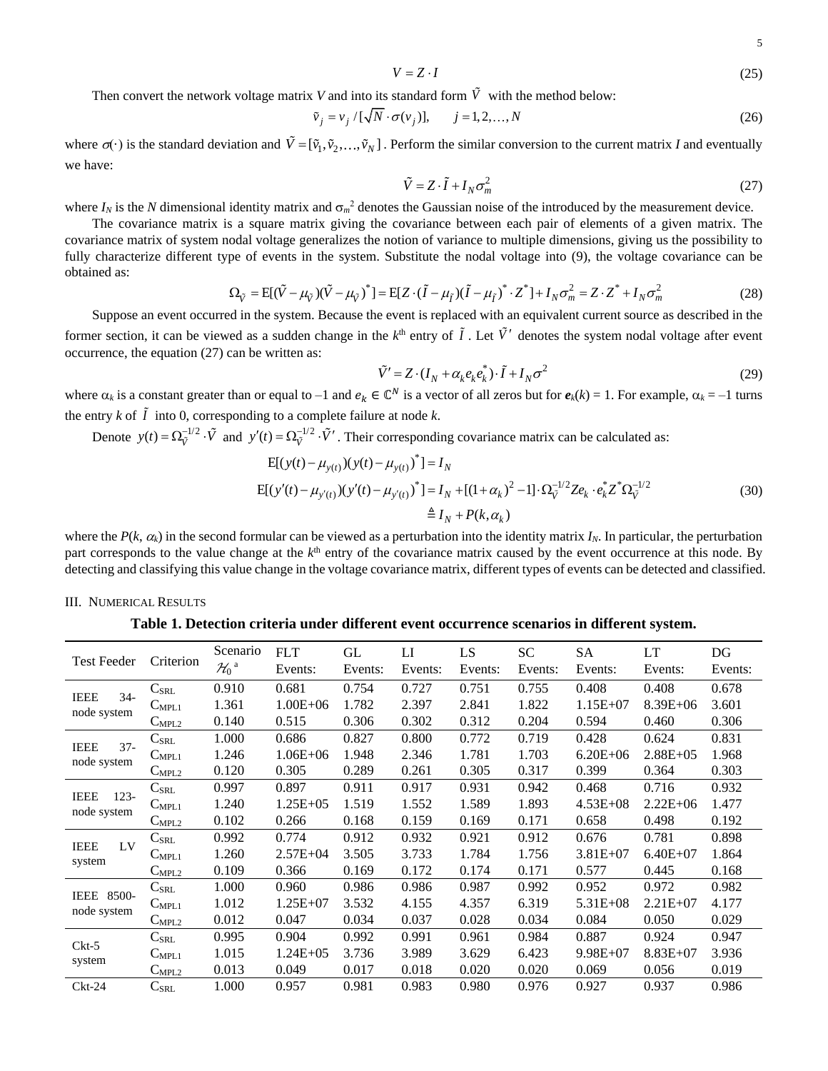$$V = Z \cdot I \tag{25}$$

Then convert the network voltage matrix $V$ and into its standard form $\tilde{V}$ with the method below:

$$\tilde{v}_j = v_j / [\sqrt{N} \cdot \sigma(v_j)], \qquad j = 1, 2, \ldots, N \tag{26}$$

where $\sigma(\cdot)$ is the standard deviation and $\tilde{V} = [\tilde{v}_1, \tilde{v}_2, \ldots, \tilde{v}_N]$. Perform the similar conversion to the current matrix $I$ and eventually we have:

$$\tilde{V} = Z \cdot \tilde{I} + I_N \sigma_m^2 \tag{27}$$

where $I_N$ is the $N$ dimensional identity matrix and $\sigma_m^2$ denotes the Gaussian noise of the introduced by the measurement device.

The covariance matrix is a square matrix giving the covariance between each pair of elements of a given matrix. The covariance matrix of system nodal voltage generalizes the notion of variance to multiple dimensions, giving us the possibility to fully characterize different type of events in the system. Substitute the nodal voltage into (9), the voltage covariance can be obtained as:

$$\Omega_{\tilde{V}} = \mathrm{E}[(\tilde{V} - \mu_{\tilde{V}})(\tilde{V} - \mu_{\tilde{V}})^*] = \mathrm{E}[Z \cdot (\tilde{I} - \mu_{\tilde{I}})(\tilde{I} - \mu_{\tilde{I}})^* \cdot Z^*] + I_N \sigma_m^2 = Z \cdot Z^* + I_N \sigma_m^2 \tag{28}$$

Suppose an event occurred in the system. Because the event is replaced with an equivalent current source as described in the former section, it can be viewed as a sudden change in the $k^{\text{th}}$ entry of $\tilde{I}$. Let $\tilde{V}'$ denotes the system nodal voltage after event occurrence, the equation (27) can be written as:

$$\tilde{V}' = Z \cdot (I_N + \alpha_k e_k e_k^*) \cdot \tilde{I} + I_N \sigma^2 \tag{29}$$

where $\alpha_k$ is a constant greater than or equal to –1 and $e_k \in \mathbb{C}^N$ is a vector of all zeros but for $\boldsymbol{e}_k(k) = 1$. For example, $\alpha_k = -1$ turns the entry $k$ of $\tilde{I}$ into 0, corresponding to a complete failure at node $k$.

Denote $y(t) = \Omega_{\tilde{V}}^{-1/2} \cdot \tilde{V}$ and $y'(t) = \Omega_{\tilde{V}}^{-1/2} \cdot \tilde{V}'$. Their corresponding covariance matrix can be calculated as:

$$\begin{aligned} \mathrm{E}[(y(t) - \mu_{y(t)})(y(t) - \mu_{y(t)})^*] &= I_N \\ \mathrm{E}[(y'(t) - \mu_{y'(t)})(y'(t) - \mu_{y'(t)})^*] &= I_N + [(1+\alpha_k)^2 - 1] \cdot \Omega_{\tilde{V}}^{-1/2} Z e_k \cdot e_k^* Z^* \Omega_{\tilde{V}}^{-1/2} \\ &\triangleq I_N + P(k, \alpha_k) \end{aligned} \tag{30}$$

where the $P(k, \alpha_k)$ in the second formular can be viewed as a perturbation into the identity matrix $I_N$. In particular, the perturbation part corresponds to the value change at the $k^{\text{th}}$ entry of the covariance matrix caused by the event occurrence at this node. By detecting and classifying this value change in the voltage covariance matrix, different types of events can be detected and classified.

## III. Numerical Results

**Table 1. Detection criteria under different event occurrence scenarios in different system.**

| Test Feeder | Criterion | Scenario $\mathcal{H}_0$ [a] | FLT Events: | GL Events: | LI Events: | LS Events: | SC Events: | SA Events: | LT Events: | DG Events: |
|---|---|---|---|---|---|---|---|---|---|---|
| IEEE 34-node system | $C_{SRL}$ | 0.910 | 0.681 | 0.754 | 0.727 | 0.751 | 0.755 | 0.408 | 0.408 | 0.678 |
| | $C_{MPL1}$ | 1.361 | 1.00E+06 | 1.782 | 2.397 | 2.841 | 1.822 | 1.15E+07 | 8.39E+06 | 3.601 |
| | $C_{MPL2}$ | 0.140 | 0.515 | 0.306 | 0.302 | 0.312 | 0.204 | 0.594 | 0.460 | 0.306 |
| IEEE 37-node system | $C_{SRL}$ | 1.000 | 0.686 | 0.827 | 0.800 | 0.772 | 0.719 | 0.428 | 0.624 | 0.831 |
| | $C_{MPL1}$ | 1.246 | 1.06E+06 | 1.948 | 2.346 | 1.781 | 1.703 | 6.20E+06 | 2.88E+05 | 1.968 |
| | $C_{MPL2}$ | 0.120 | 0.305 | 0.289 | 0.261 | 0.305 | 0.317 | 0.399 | 0.364 | 0.303 |
| IEEE 123-node system | $C_{SRL}$ | 0.997 | 0.897 | 0.911 | 0.917 | 0.931 | 0.942 | 0.468 | 0.716 | 0.932 |
| | $C_{MPL1}$ | 1.240 | 1.25E+05 | 1.519 | 1.552 | 1.589 | 1.893 | 4.53E+08 | 2.22E+06 | 1.477 |
| | $C_{MPL2}$ | 0.102 | 0.266 | 0.168 | 0.159 | 0.169 | 0.171 | 0.658 | 0.498 | 0.192 |
| IEEE LV system | $C_{SRL}$ | 0.992 | 0.774 | 0.912 | 0.932 | 0.921 | 0.912 | 0.676 | 0.781 | 0.898 |
| | $C_{MPL1}$ | 1.260 | 2.57E+04 | 3.505 | 3.733 | 1.784 | 1.756 | 3.81E+07 | 6.40E+07 | 1.864 |
| | $C_{MPL2}$ | 0.109 | 0.366 | 0.169 | 0.172 | 0.174 | 0.171 | 0.577 | 0.445 | 0.168 |
| IEEE 8500-node system | $C_{SRL}$ | 1.000 | 0.960 | 0.986 | 0.986 | 0.987 | 0.992 | 0.952 | 0.972 | 0.982 |
| | $C_{MPL1}$ | 1.012 | 1.25E+07 | 3.532 | 4.155 | 4.357 | 6.319 | 5.31E+08 | 2.21E+07 | 4.177 |
| | $C_{MPL2}$ | 0.012 | 0.047 | 0.034 | 0.037 | 0.028 | 0.034 | 0.084 | 0.050 | 0.029 |
| Ckt-5 system | $C_{SRL}$ | 0.995 | 0.904 | 0.992 | 0.991 | 0.961 | 0.984 | 0.887 | 0.924 | 0.947 |
| | $C_{MPL1}$ | 1.015 | 1.24E+05 | 3.736 | 3.989 | 3.629 | 6.423 | 9.98E+07 | 8.83E+07 | 3.936 |
| | $C_{MPL2}$ | 0.013 | 0.049 | 0.017 | 0.018 | 0.020 | 0.020 | 0.069 | 0.056 | 0.019 |
| Ckt-24 | $C_{SRL}$ | 1.000 | 0.957 | 0.981 | 0.983 | 0.980 | 0.976 | 0.927 | 0.937 | 0.986 |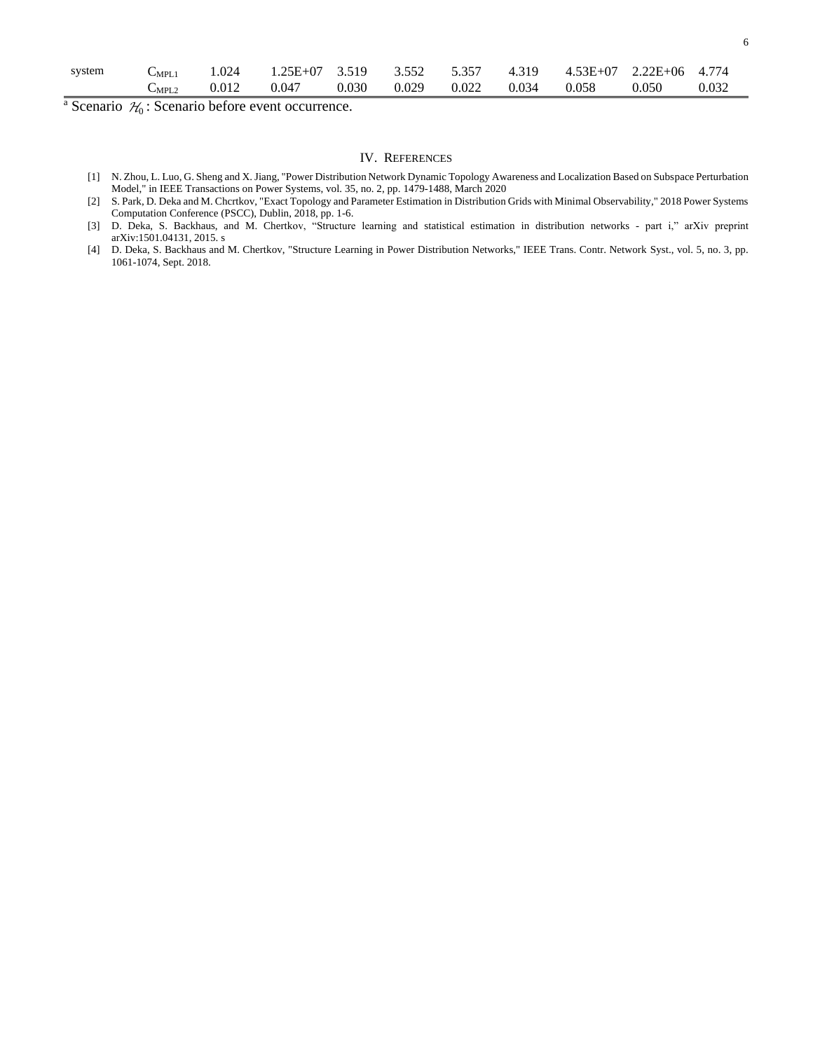| | | | | | | | | | | |
|---|---|---|---|---|---|---|---|---|---|---|
| system | $C_{MPL1}$ | 1.024 | 1.25E+07 | 3.519 | 3.552 | 5.357 | 4.319 | 4.53E+07 | 2.22E+06 | 4.774 |
| | $C_{MPL2}$ | 0.012 | 0.047 | 0.030 | 0.029 | 0.022 | 0.034 | 0.058 | 0.050 | 0.032 |

[a] Scenario $\mathcal{H}_0$ : Scenario before event occurrence.

## IV. References

[1] N. Zhou, L. Luo, G. Sheng and X. Jiang, "Power Distribution Network Dynamic Topology Awareness and Localization Based on Subspace Perturbation Model," in IEEE Transactions on Power Systems, vol. 35, no. 2, pp. 1479-1488, March 2020

[2] S. Park, D. Deka and M. Chcrtkov, "Exact Topology and Parameter Estimation in Distribution Grids with Minimal Observability," 2018 Power Systems Computation Conference (PSCC), Dublin, 2018, pp. 1-6.

[3] D. Deka, S. Backhaus, and M. Chertkov, "Structure learning and statistical estimation in distribution networks - part i," arXiv preprint arXiv:1501.04131, 2015. s

[4] D. Deka, S. Backhaus and M. Chertkov, "Structure Learning in Power Distribution Networks," IEEE Trans. Contr. Network Syst., vol. 5, no. 3, pp. 1061-1074, Sept. 2018.